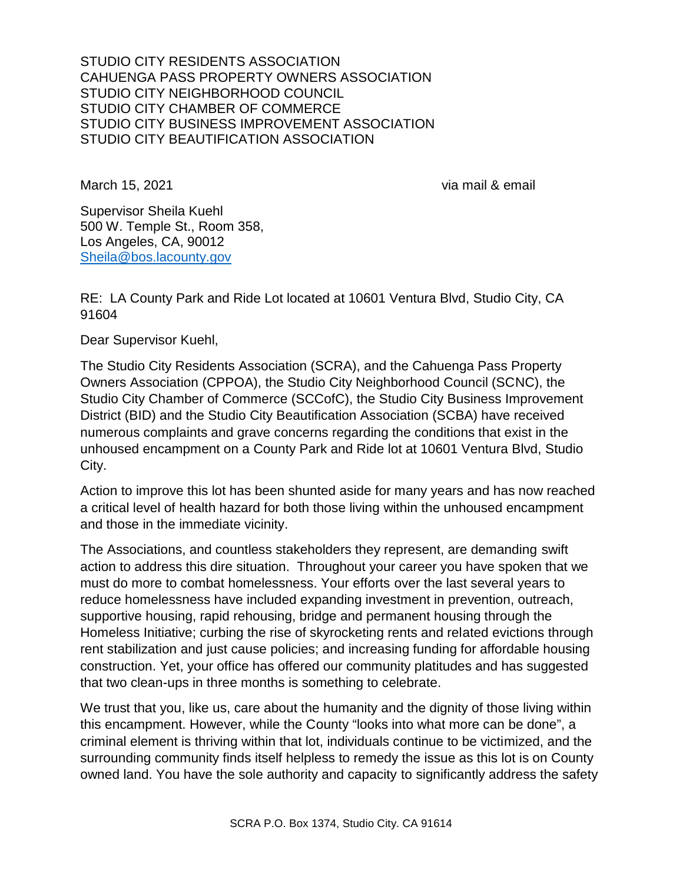STUDIO CITY RESIDENTS ASSOCIATION
CAHUENGA PASS PROPERTY OWNERS ASSOCIATION
STUDIO CITY NEIGHBORHOOD COUNCIL
STUDIO CITY CHAMBER OF COMMERCE
STUDIO CITY BUSINESS IMPROVEMENT ASSOCIATION
STUDIO CITY BEAUTIFICATION ASSOCIATION

March 15, 2021 via mail & email

Supervisor Sheila Kuehl
500 W. Temple St., Room 358,
Los Angeles, CA, 90012
Sheila@bos.lacounty.gov

RE: LA County Park and Ride Lot located at 10601 Ventura Blvd, Studio City, CA 91604

Dear Supervisor Kuehl,

The Studio City Residents Association (SCRA), and the Cahuenga Pass Property Owners Association (CPPOA), the Studio City Neighborhood Council (SCNC), the Studio City Chamber of Commerce (SCCofC), the Studio City Business Improvement District (BID) and the Studio City Beautification Association (SCBA) have received numerous complaints and grave concerns regarding the conditions that exist in the unhoused encampment on a County Park and Ride lot at 10601 Ventura Blvd, Studio City.

Action to improve this lot has been shunted aside for many years and has now reached a critical level of health hazard for both those living within the unhoused encampment and those in the immediate vicinity.

The Associations, and countless stakeholders they represent, are demanding swift action to address this dire situation. Throughout your career you have spoken that we must do more to combat homelessness. Your efforts over the last several years to reduce homelessness have included expanding investment in prevention, outreach, supportive housing, rapid rehousing, bridge and permanent housing through the Homeless Initiative; curbing the rise of skyrocketing rents and related evictions through rent stabilization and just cause policies; and increasing funding for affordable housing construction. Yet, your office has offered our community platitudes and has suggested that two clean-ups in three months is something to celebrate.

We trust that you, like us, care about the humanity and the dignity of those living within this encampment. However, while the County "looks into what more can be done", a criminal element is thriving within that lot, individuals continue to be victimized, and the surrounding community finds itself helpless to remedy the issue as this lot is on County owned land. You have the sole authority and capacity to significantly address the safety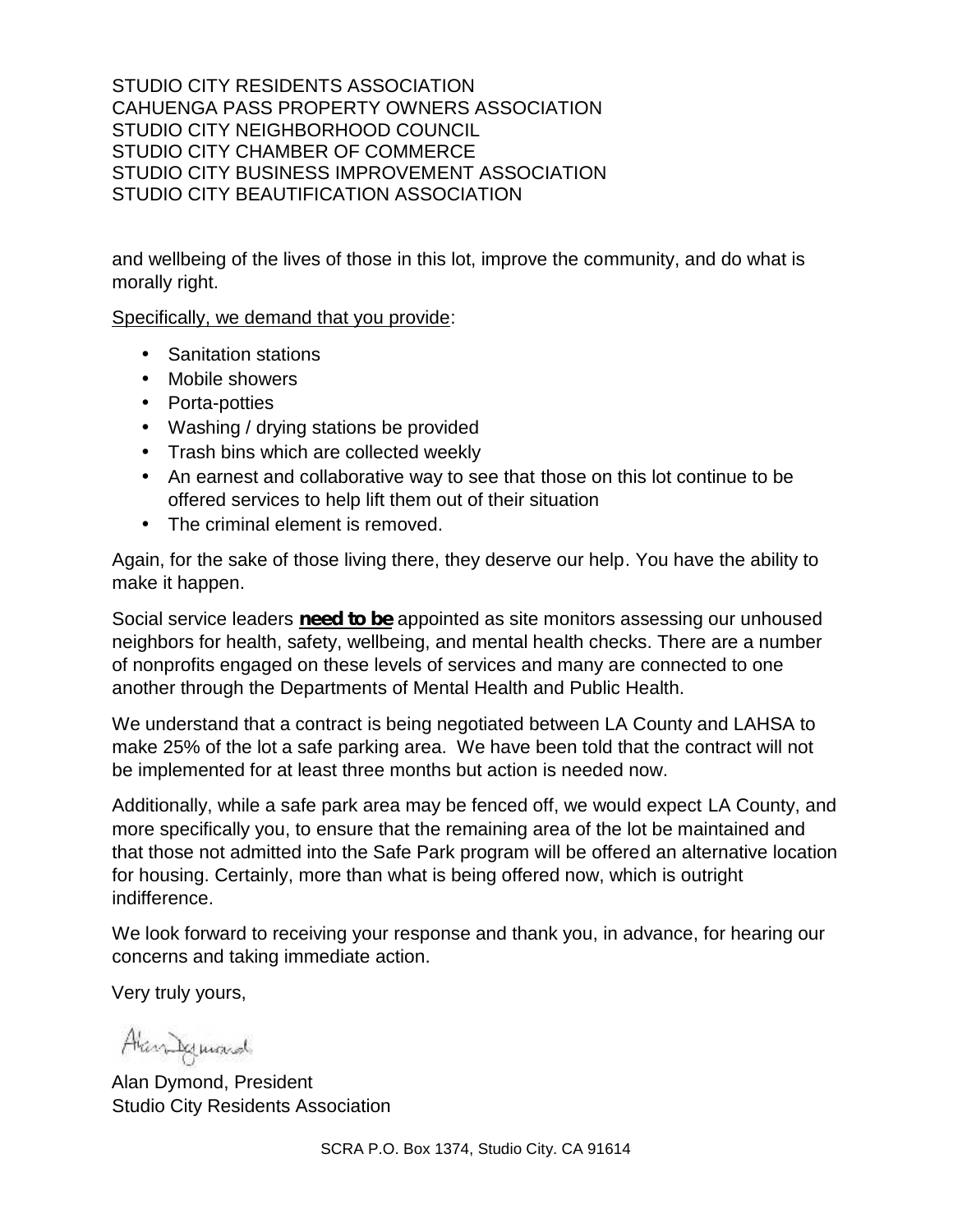STUDIO CITY RESIDENTS ASSOCIATION
CAHUENGA PASS PROPERTY OWNERS ASSOCIATION
STUDIO CITY NEIGHBORHOOD COUNCIL
STUDIO CITY CHAMBER OF COMMERCE
STUDIO CITY BUSINESS IMPROVEMENT ASSOCIATION
STUDIO CITY BEAUTIFICATION ASSOCIATION

and wellbeing of the lives of those in this lot, improve the community, and do what is morally right.

Specifically, we demand that you provide:

- Sanitation stations
- Mobile showers
- Porta-potties
- Washing / drying stations be provided
- Trash bins which are collected weekly
- An earnest and collaborative way to see that those on this lot continue to be offered services to help lift them out of their situation
- The criminal element is removed.

Again, for the sake of those living there, they deserve our help. You have the ability to make it happen.

Social service leaders **need to be** appointed as site monitors assessing our unhoused neighbors for health, safety, wellbeing, and mental health checks. There are a number of nonprofits engaged on these levels of services and many are connected to one another through the Departments of Mental Health and Public Health.

We understand that a contract is being negotiated between LA County and LAHSA to make 25% of the lot a safe parking area. We have been told that the contract will not be implemented for at least three months but action is needed now.

Additionally, while a safe park area may be fenced off, we would expect LA County, and more specifically you, to ensure that the remaining area of the lot be maintained and that those not admitted into the Safe Park program will be offered an alternative location for housing. Certainly, more than what is being offered now, which is outright indifference.

We look forward to receiving your response and thank you, in advance, for hearing our concerns and taking immediate action.

Very truly yours,

Alan Dymond, President
Studio City Residents Association

SCRA P.O. Box 1374, Studio City. CA 91614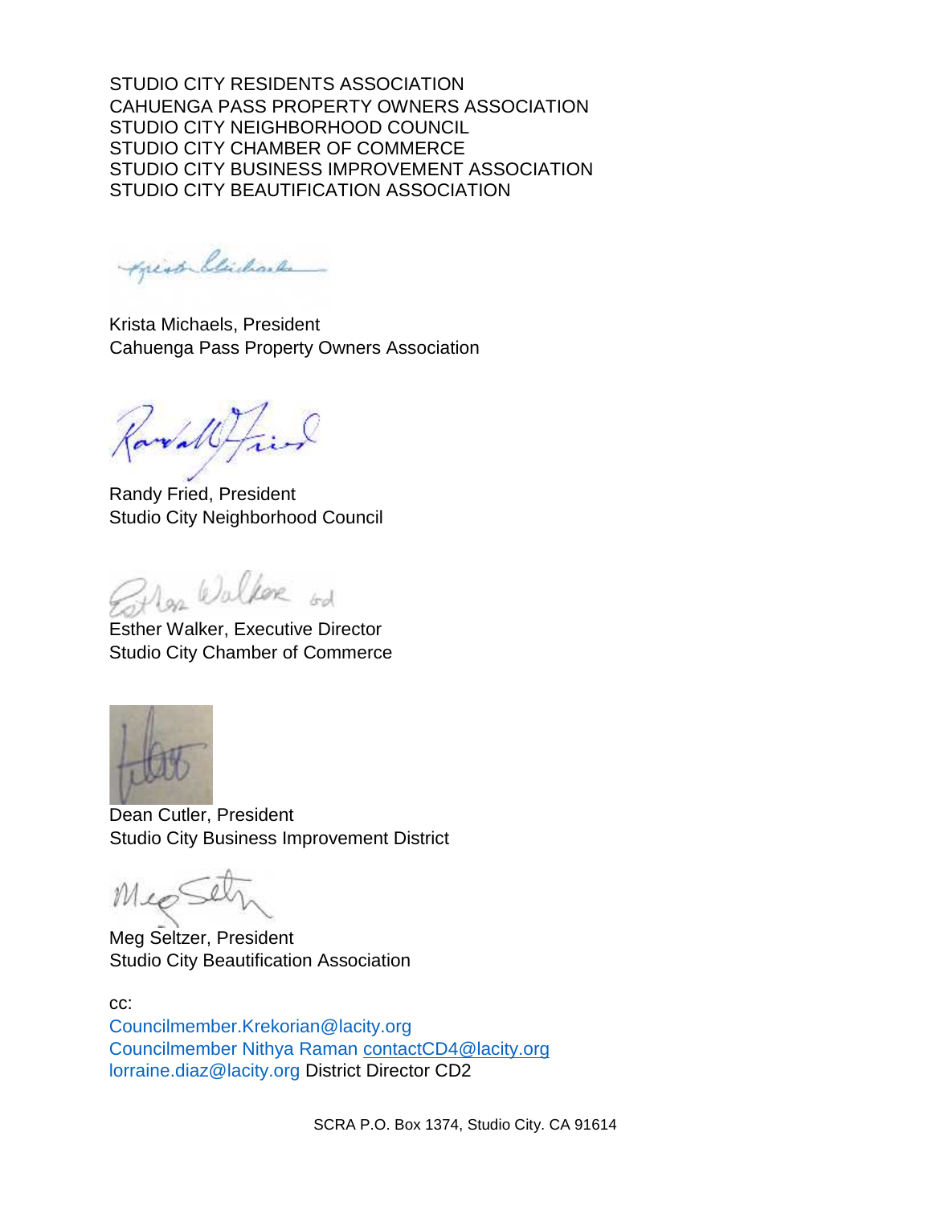STUDIO CITY RESIDENTS ASSOCIATION
CAHUENGA PASS PROPERTY OWNERS ASSOCIATION
STUDIO CITY NEIGHBORHOOD COUNCIL
STUDIO CITY CHAMBER OF COMMERCE
STUDIO CITY BUSINESS IMPROVEMENT ASSOCIATION
STUDIO CITY BEAUTIFICATION ASSOCIATION

Krista Michaels, President
Cahuenga Pass Property Owners Association

Randy Fried, President
Studio City Neighborhood Council

Esther Walker, Executive Director
Studio City Chamber of Commerce

Dean Cutler, President
Studio City Business Improvement District

Meg Seltzer, President
Studio City Beautification Association

cc:
Councilmember.Krekorian@lacity.org
Councilmember Nithya Raman contactCD4@lacity.org
lorraine.diaz@lacity.org District Director CD2

SCRA P.O. Box 1374, Studio City. CA 91614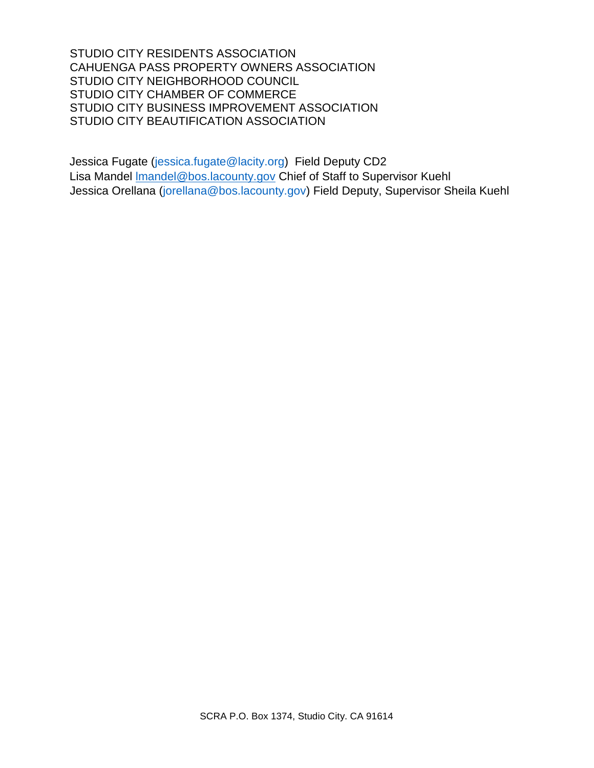STUDIO CITY RESIDENTS ASSOCIATION
CAHUENGA PASS PROPERTY OWNERS ASSOCIATION
STUDIO CITY NEIGHBORHOOD COUNCIL
STUDIO CITY CHAMBER OF COMMERCE
STUDIO CITY BUSINESS IMPROVEMENT ASSOCIATION
STUDIO CITY BEAUTIFICATION ASSOCIATION

Jessica Fugate (jessica.fugate@lacity.org) Field Deputy CD2
Lisa Mandel lmandel@bos.lacounty.gov Chief of Staff to Supervisor Kuehl
Jessica Orellana (jorellana@bos.lacounty.gov) Field Deputy, Supervisor Sheila Kuehl

SCRA P.O. Box 1374, Studio City. CA 91614